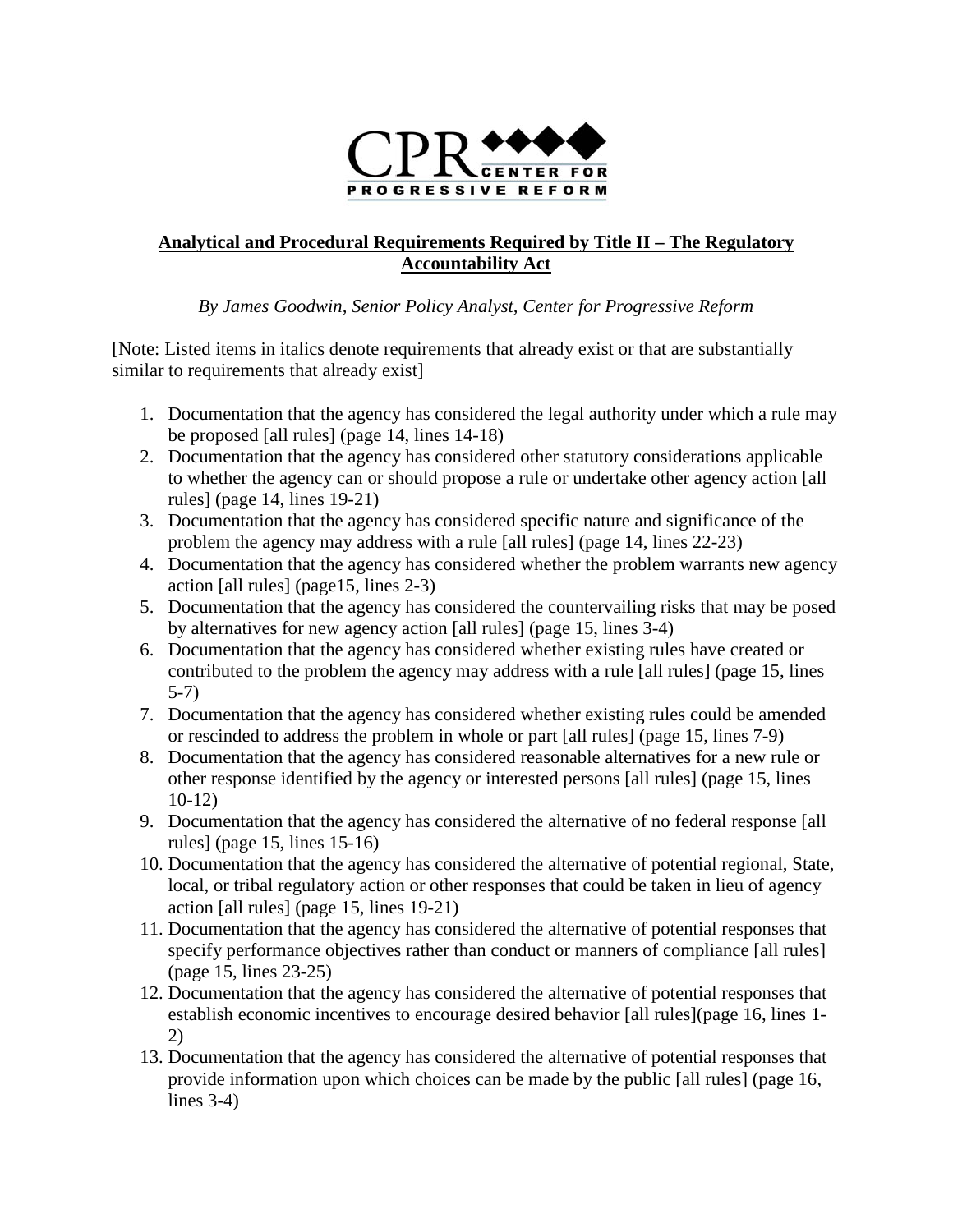CPR CENTER FOR PROGRESSIVE REFORM

**Analytical and Procedural Requirements Required by Title II – The Regulatory Accountability Act**

*By James Goodwin, Senior Policy Analyst, Center for Progressive Reform*

[Note: Listed items in italics denote requirements that already exist or that are substantially similar to requirements that already exist]

1. Documentation that the agency has considered the legal authority under which a rule may be proposed [all rules] (page 14, lines 14-18)
2. Documentation that the agency has considered other statutory considerations applicable to whether the agency can or should propose a rule or undertake other agency action [all rules] (page 14, lines 19-21)
3. Documentation that the agency has considered specific nature and significance of the problem the agency may address with a rule [all rules] (page 14, lines 22-23)
4. Documentation that the agency has considered whether the problem warrants new agency action [all rules] (page15, lines 2-3)
5. Documentation that the agency has considered the countervailing risks that may be posed by alternatives for new agency action [all rules] (page 15, lines 3-4)
6. Documentation that the agency has considered whether existing rules have created or contributed to the problem the agency may address with a rule [all rules] (page 15, lines 5-7)
7. Documentation that the agency has considered whether existing rules could be amended or rescinded to address the problem in whole or part [all rules] (page 15, lines 7-9)
8. Documentation that the agency has considered reasonable alternatives for a new rule or other response identified by the agency or interested persons [all rules] (page 15, lines 10-12)
9. Documentation that the agency has considered the alternative of no federal response [all rules] (page 15, lines 15-16)
10. Documentation that the agency has considered the alternative of potential regional, State, local, or tribal regulatory action or other responses that could be taken in lieu of agency action [all rules] (page 15, lines 19-21)
11. Documentation that the agency has considered the alternative of potential responses that specify performance objectives rather than conduct or manners of compliance [all rules] (page 15, lines 23-25)
12. Documentation that the agency has considered the alternative of potential responses that establish economic incentives to encourage desired behavior [all rules](page 16, lines 1-2)
13. Documentation that the agency has considered the alternative of potential responses that provide information upon which choices can be made by the public [all rules] (page 16, lines 3-4)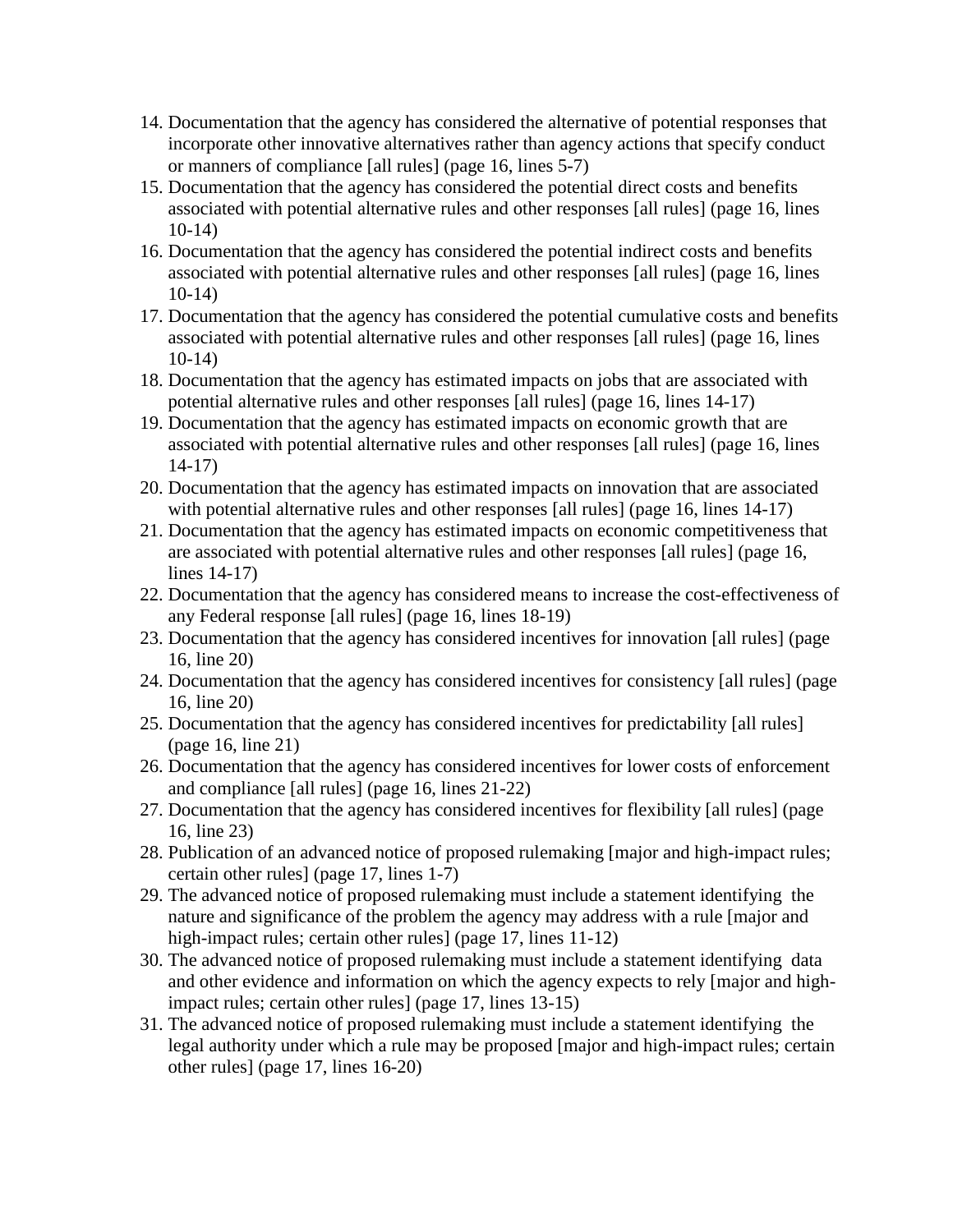14. Documentation that the agency has considered the alternative of potential responses that incorporate other innovative alternatives rather than agency actions that specify conduct or manners of compliance [all rules] (page 16, lines 5-7)
15. Documentation that the agency has considered the potential direct costs and benefits associated with potential alternative rules and other responses [all rules] (page 16, lines 10-14)
16. Documentation that the agency has considered the potential indirect costs and benefits associated with potential alternative rules and other responses [all rules] (page 16, lines 10-14)
17. Documentation that the agency has considered the potential cumulative costs and benefits associated with potential alternative rules and other responses [all rules] (page 16, lines 10-14)
18. Documentation that the agency has estimated impacts on jobs that are associated with potential alternative rules and other responses [all rules] (page 16, lines 14-17)
19. Documentation that the agency has estimated impacts on economic growth that are associated with potential alternative rules and other responses [all rules] (page 16, lines 14-17)
20. Documentation that the agency has estimated impacts on innovation that are associated with potential alternative rules and other responses [all rules] (page 16, lines 14-17)
21. Documentation that the agency has estimated impacts on economic competitiveness that are associated with potential alternative rules and other responses [all rules] (page 16, lines 14-17)
22. Documentation that the agency has considered means to increase the cost-effectiveness of any Federal response [all rules] (page 16, lines 18-19)
23. Documentation that the agency has considered incentives for innovation [all rules] (page 16, line 20)
24. Documentation that the agency has considered incentives for consistency [all rules] (page 16, line 20)
25. Documentation that the agency has considered incentives for predictability [all rules] (page 16, line 21)
26. Documentation that the agency has considered incentives for lower costs of enforcement and compliance [all rules] (page 16, lines 21-22)
27. Documentation that the agency has considered incentives for flexibility [all rules] (page 16, line 23)
28. Publication of an advanced notice of proposed rulemaking [major and high-impact rules; certain other rules] (page 17, lines 1-7)
29. The advanced notice of proposed rulemaking must include a statement identifying the nature and significance of the problem the agency may address with a rule [major and high-impact rules; certain other rules] (page 17, lines 11-12)
30. The advanced notice of proposed rulemaking must include a statement identifying data and other evidence and information on which the agency expects to rely [major and high-impact rules; certain other rules] (page 17, lines 13-15)
31. The advanced notice of proposed rulemaking must include a statement identifying the legal authority under which a rule may be proposed [major and high-impact rules; certain other rules] (page 17, lines 16-20)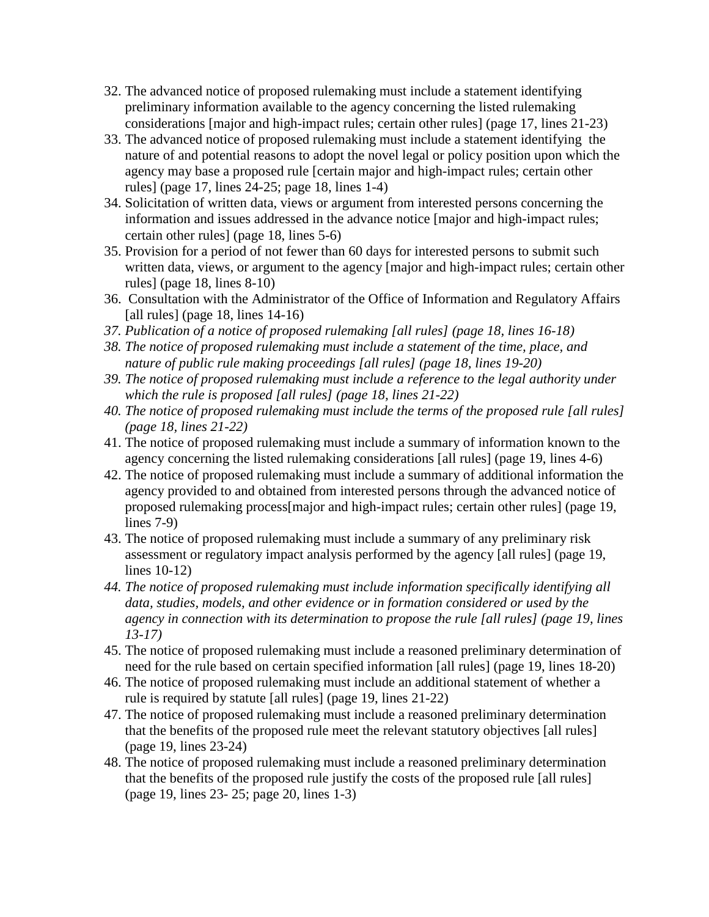32. The advanced notice of proposed rulemaking must include a statement identifying preliminary information available to the agency concerning the listed rulemaking considerations [major and high-impact rules; certain other rules] (page 17, lines 21-23)
33. The advanced notice of proposed rulemaking must include a statement identifying the nature of and potential reasons to adopt the novel legal or policy position upon which the agency may base a proposed rule [certain major and high-impact rules; certain other rules] (page 17, lines 24-25; page 18, lines 1-4)
34. Solicitation of written data, views or argument from interested persons concerning the information and issues addressed in the advance notice [major and high-impact rules; certain other rules] (page 18, lines 5-6)
35. Provision for a period of not fewer than 60 days for interested persons to submit such written data, views, or argument to the agency [major and high-impact rules; certain other rules] (page 18, lines 8-10)
36. Consultation with the Administrator of the Office of Information and Regulatory Affairs [all rules] (page 18, lines 14-16)
37. *Publication of a notice of proposed rulemaking [all rules] (page 18, lines 16-18)*
38. *The notice of proposed rulemaking must include a statement of the time, place, and nature of public rule making proceedings [all rules] (page 18, lines 19-20)*
39. *The notice of proposed rulemaking must include a reference to the legal authority under which the rule is proposed [all rules] (page 18, lines 21-22)*
40. *The notice of proposed rulemaking must include the terms of the proposed rule [all rules] (page 18, lines 21-22)*
41. The notice of proposed rulemaking must include a summary of information known to the agency concerning the listed rulemaking considerations [all rules] (page 19, lines 4-6)
42. The notice of proposed rulemaking must include a summary of additional information the agency provided to and obtained from interested persons through the advanced notice of proposed rulemaking process[major and high-impact rules; certain other rules] (page 19, lines 7-9)
43. The notice of proposed rulemaking must include a summary of any preliminary risk assessment or regulatory impact analysis performed by the agency [all rules] (page 19, lines 10-12)
44. *The notice of proposed rulemaking must include information specifically identifying all data, studies, models, and other evidence or in formation considered or used by the agency in connection with its determination to propose the rule [all rules] (page 19, lines 13-17)*
45. The notice of proposed rulemaking must include a reasoned preliminary determination of need for the rule based on certain specified information [all rules] (page 19, lines 18-20)
46. The notice of proposed rulemaking must include an additional statement of whether a rule is required by statute [all rules] (page 19, lines 21-22)
47. The notice of proposed rulemaking must include a reasoned preliminary determination that the benefits of the proposed rule meet the relevant statutory objectives [all rules] (page 19, lines 23-24)
48. The notice of proposed rulemaking must include a reasoned preliminary determination that the benefits of the proposed rule justify the costs of the proposed rule [all rules] (page 19, lines 23- 25; page 20, lines 1-3)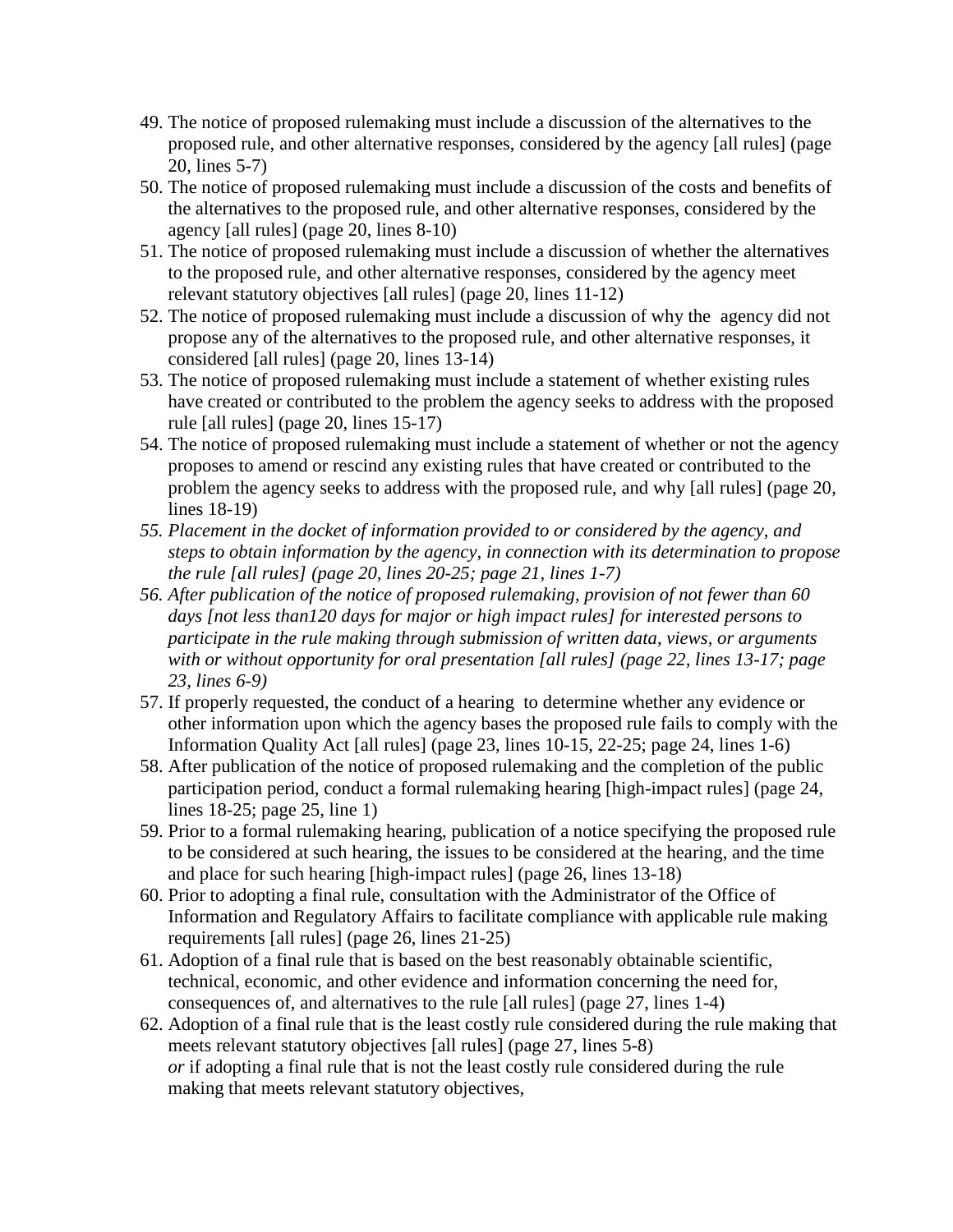49. The notice of proposed rulemaking must include a discussion of the alternatives to the proposed rule, and other alternative responses, considered by the agency [all rules] (page 20, lines 5-7)
50. The notice of proposed rulemaking must include a discussion of the costs and benefits of the alternatives to the proposed rule, and other alternative responses, considered by the agency [all rules] (page 20, lines 8-10)
51. The notice of proposed rulemaking must include a discussion of whether the alternatives to the proposed rule, and other alternative responses, considered by the agency meet relevant statutory objectives [all rules] (page 20, lines 11-12)
52. The notice of proposed rulemaking must include a discussion of why the agency did not propose any of the alternatives to the proposed rule, and other alternative responses, it considered [all rules] (page 20, lines 13-14)
53. The notice of proposed rulemaking must include a statement of whether existing rules have created or contributed to the problem the agency seeks to address with the proposed rule [all rules] (page 20, lines 15-17)
54. The notice of proposed rulemaking must include a statement of whether or not the agency proposes to amend or rescind any existing rules that have created or contributed to the problem the agency seeks to address with the proposed rule, and why [all rules] (page 20, lines 18-19)
55. *Placement in the docket of information provided to or considered by the agency, and steps to obtain information by the agency, in connection with its determination to propose the rule [all rules] (page 20, lines 20-25; page 21, lines 1-7)*
56. *After publication of the notice of proposed rulemaking, provision of not fewer than 60 days [not less than120 days for major or high impact rules] for interested persons to participate in the rule making through submission of written data, views, or arguments with or without opportunity for oral presentation [all rules] (page 22, lines 13-17; page 23, lines 6-9)*
57. If properly requested, the conduct of a hearing to determine whether any evidence or other information upon which the agency bases the proposed rule fails to comply with the Information Quality Act [all rules] (page 23, lines 10-15, 22-25; page 24, lines 1-6)
58. After publication of the notice of proposed rulemaking and the completion of the public participation period, conduct a formal rulemaking hearing [high-impact rules] (page 24, lines 18-25; page 25, line 1)
59. Prior to a formal rulemaking hearing, publication of a notice specifying the proposed rule to be considered at such hearing, the issues to be considered at the hearing, and the time and place for such hearing [high-impact rules] (page 26, lines 13-18)
60. Prior to adopting a final rule, consultation with the Administrator of the Office of Information and Regulatory Affairs to facilitate compliance with applicable rule making requirements [all rules] (page 26, lines 21-25)
61. Adoption of a final rule that is based on the best reasonably obtainable scientific, technical, economic, and other evidence and information concerning the need for, consequences of, and alternatives to the rule [all rules] (page 27, lines 1-4)
62. Adoption of a final rule that is the least costly rule considered during the rule making that meets relevant statutory objectives [all rules] (page 27, lines 5-8)
    *or* if adopting a final rule that is not the least costly rule considered during the rule making that meets relevant statutory objectives,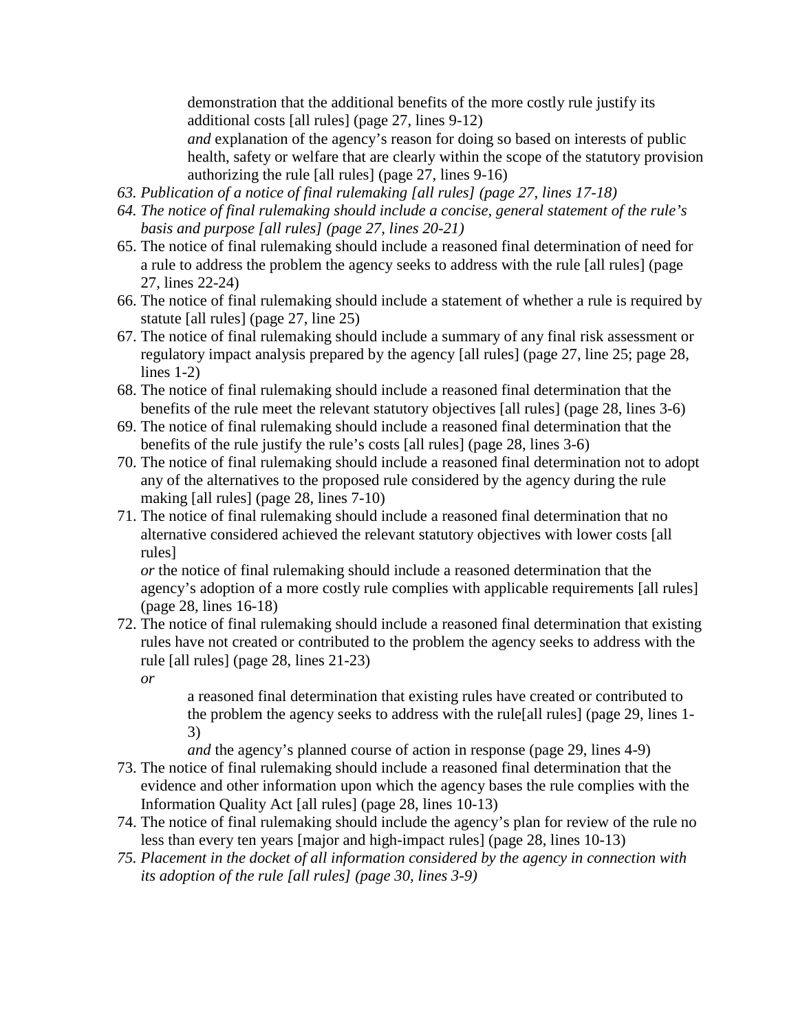demonstration that the additional benefits of the more costly rule justify its additional costs [all rules] (page 27, lines 9-12)
*and* explanation of the agency's reason for doing so based on interests of public health, safety or welfare that are clearly within the scope of the statutory provision authorizing the rule [all rules] (page 27, lines 9-16)

63. *Publication of a notice of final rulemaking [all rules] (page 27, lines 17-18)*
64. *The notice of final rulemaking should include a concise, general statement of the rule's basis and purpose [all rules] (page 27, lines 20-21)*
65. The notice of final rulemaking should include a reasoned final determination of need for a rule to address the problem the agency seeks to address with the rule [all rules] (page 27, lines 22-24)
66. The notice of final rulemaking should include a statement of whether a rule is required by statute [all rules] (page 27, line 25)
67. The notice of final rulemaking should include a summary of any final risk assessment or regulatory impact analysis prepared by the agency [all rules] (page 27, line 25; page 28, lines 1-2)
68. The notice of final rulemaking should include a reasoned final determination that the benefits of the rule meet the relevant statutory objectives [all rules] (page 28, lines 3-6)
69. The notice of final rulemaking should include a reasoned final determination that the benefits of the rule justify the rule's costs [all rules] (page 28, lines 3-6)
70. The notice of final rulemaking should include a reasoned final determination not to adopt any of the alternatives to the proposed rule considered by the agency during the rule making [all rules] (page 28, lines 7-10)
71. The notice of final rulemaking should include a reasoned final determination that no alternative considered achieved the relevant statutory objectives with lower costs [all rules]
*or* the notice of final rulemaking should include a reasoned determination that the agency's adoption of a more costly rule complies with applicable requirements [all rules] (page 28, lines 16-18)
72. The notice of final rulemaking should include a reasoned final determination that existing rules have not created or contributed to the problem the agency seeks to address with the rule [all rules] (page 28, lines 21-23)
*or*
a reasoned final determination that existing rules have created or contributed to the problem the agency seeks to address with the rule[all rules] (page 29, lines 1-3)
*and* the agency's planned course of action in response (page 29, lines 4-9)
73. The notice of final rulemaking should include a reasoned final determination that the evidence and other information upon which the agency bases the rule complies with the Information Quality Act [all rules] (page 28, lines 10-13)
74. The notice of final rulemaking should include the agency's plan for review of the rule no less than every ten years [major and high-impact rules] (page 28, lines 10-13)
75. *Placement in the docket of all information considered by the agency in connection with its adoption of the rule [all rules] (page 30, lines 3-9)*